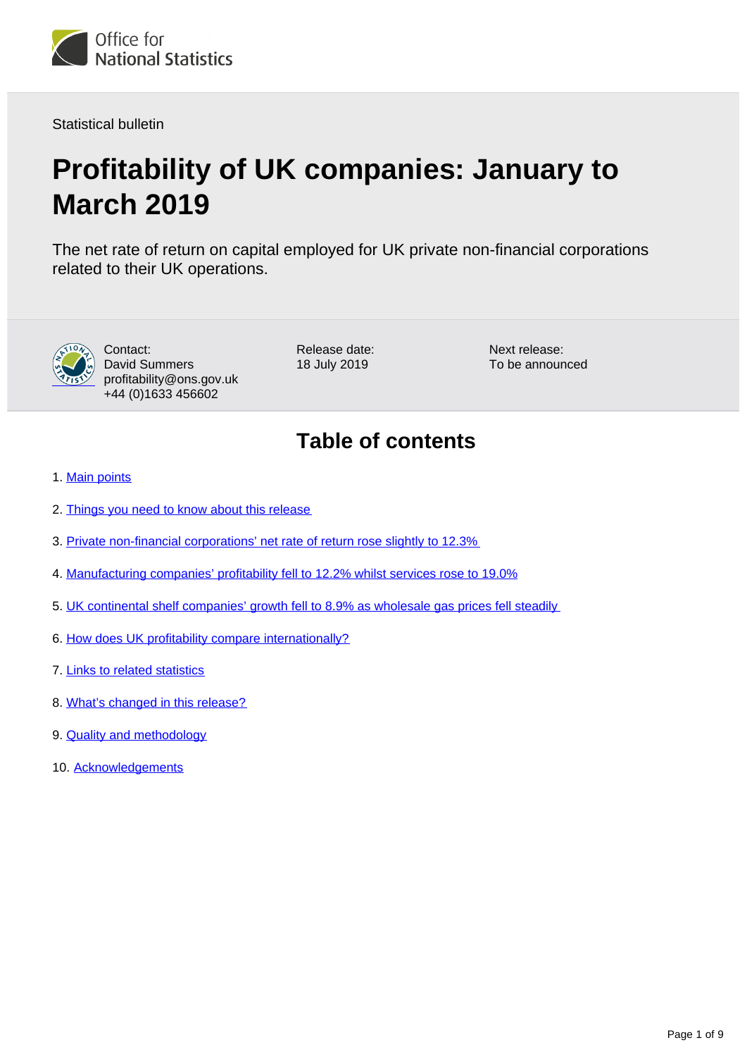Office for National Statistics

Statistical bulletin

# Profitability of UK companies: January to March 2019

The net rate of return on capital employed for UK private non-financial corporations related to their UK operations.

Contact:
David Summers
profitability@ons.gov.uk
+44 (0)1633 456602

Release date:
18 July 2019

Next release:
To be announced

## Table of contents

1. Main points
2. Things you need to know about this release
3. Private non-financial corporations' net rate of return rose slightly to 12.3%
4. Manufacturing companies' profitability fell to 12.2% whilst services rose to 19.0%
5. UK continental shelf companies' growth fell to 8.9% as wholesale gas prices fell steadily
6. How does UK profitability compare internationally?
7. Links to related statistics
8. What's changed in this release?
9. Quality and methodology
10. Acknowledgements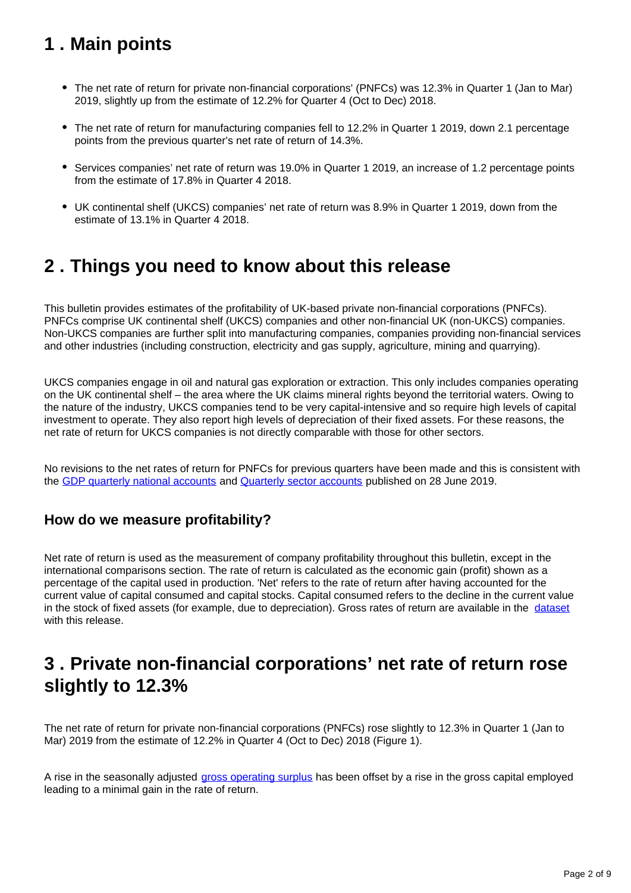## 1 . Main points

- The net rate of return for private non-financial corporations' (PNFCs) was 12.3% in Quarter 1 (Jan to Mar) 2019, slightly up from the estimate of 12.2% for Quarter 4 (Oct to Dec) 2018.
- The net rate of return for manufacturing companies fell to 12.2% in Quarter 1 2019, down 2.1 percentage points from the previous quarter's net rate of return of 14.3%.
- Services companies' net rate of return was 19.0% in Quarter 1 2019, an increase of 1.2 percentage points from the estimate of 17.8% in Quarter 4 2018.
- UK continental shelf (UKCS) companies' net rate of return was 8.9% in Quarter 1 2019, down from the estimate of 13.1% in Quarter 4 2018.

## 2 . Things you need to know about this release

This bulletin provides estimates of the profitability of UK-based private non-financial corporations (PNFCs). PNFCs comprise UK continental shelf (UKCS) companies and other non-financial UK (non-UKCS) companies. Non-UKCS companies are further split into manufacturing companies, companies providing non-financial services and other industries (including construction, electricity and gas supply, agriculture, mining and quarrying).

UKCS companies engage in oil and natural gas exploration or extraction. This only includes companies operating on the UK continental shelf – the area where the UK claims mineral rights beyond the territorial waters. Owing to the nature of the industry, UKCS companies tend to be very capital-intensive and so require high levels of capital investment to operate. They also report high levels of depreciation of their fixed assets. For these reasons, the net rate of return for UKCS companies is not directly comparable with those for other sectors.

No revisions to the net rates of return for PNFCs for previous quarters have been made and this is consistent with the GDP quarterly national accounts and Quarterly sector accounts published on 28 June 2019.

### How do we measure profitability?

Net rate of return is used as the measurement of company profitability throughout this bulletin, except in the international comparisons section. The rate of return is calculated as the economic gain (profit) shown as a percentage of the capital used in production. 'Net' refers to the rate of return after having accounted for the current value of capital consumed and capital stocks. Capital consumed refers to the decline in the current value in the stock of fixed assets (for example, due to depreciation). Gross rates of return are available in the dataset with this release.

## 3 . Private non-financial corporations' net rate of return rose slightly to 12.3%

The net rate of return for private non-financial corporations (PNFCs) rose slightly to 12.3% in Quarter 1 (Jan to Mar) 2019 from the estimate of 12.2% in Quarter 4 (Oct to Dec) 2018 (Figure 1).

A rise in the seasonally adjusted gross operating surplus has been offset by a rise in the gross capital employed leading to a minimal gain in the rate of return.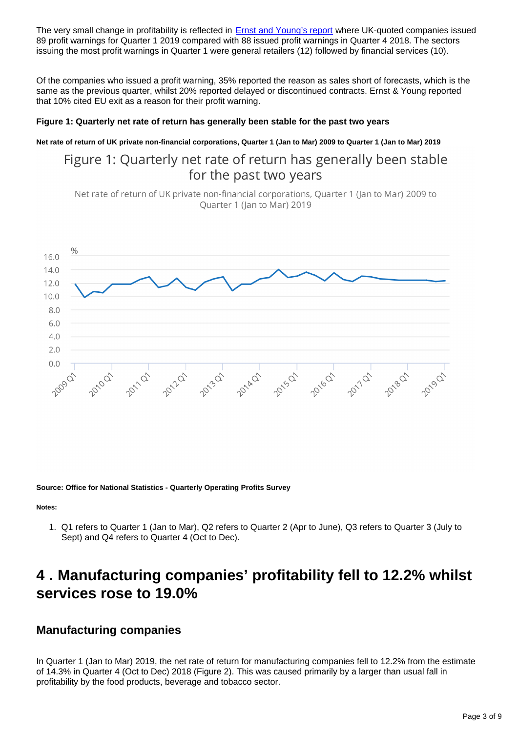The very small change in profitability is reflected in [Ernst and Young's report](#) where UK-quoted companies issued 89 profit warnings for Quarter 1 2019 compared with 88 issued profit warnings in Quarter 4 2018. The sectors issuing the most profit warnings in Quarter 1 were general retailers (12) followed by financial services (10).

Of the companies who issued a profit warning, 35% reported the reason as sales short of forecasts, which is the same as the previous quarter, whilst 20% reported delayed or discontinued contracts. Ernst & Young reported that 10% cited EU exit as a reason for their profit warning.

**Figure 1: Quarterly net rate of return has generally been stable for the past two years**

**Net rate of return of UK private non-financial corporations, Quarter 1 (Jan to Mar) 2009 to Quarter 1 (Jan to Mar) 2019**

Figure 1: Quarterly net rate of return has generally been stable for the past two years

Net rate of return of UK private non-financial corporations, Quarter 1 (Jan to Mar) 2009 to Quarter 1 (Jan to Mar) 2019

**Source: Office for National Statistics - Quarterly Operating Profits Survey**

**Notes:**

1. Q1 refers to Quarter 1 (Jan to Mar), Q2 refers to Quarter 2 (Apr to June), Q3 refers to Quarter 3 (July to Sept) and Q4 refers to Quarter 4 (Oct to Dec).

# 4 . Manufacturing companies' profitability fell to 12.2% whilst services rose to 19.0%

## Manufacturing companies

In Quarter 1 (Jan to Mar) 2019, the net rate of return for manufacturing companies fell to 12.2% from the estimate of 14.3% in Quarter 4 (Oct to Dec) 2018 (Figure 2). This was caused primarily by a larger than usual fall in profitability by the food products, beverage and tobacco sector.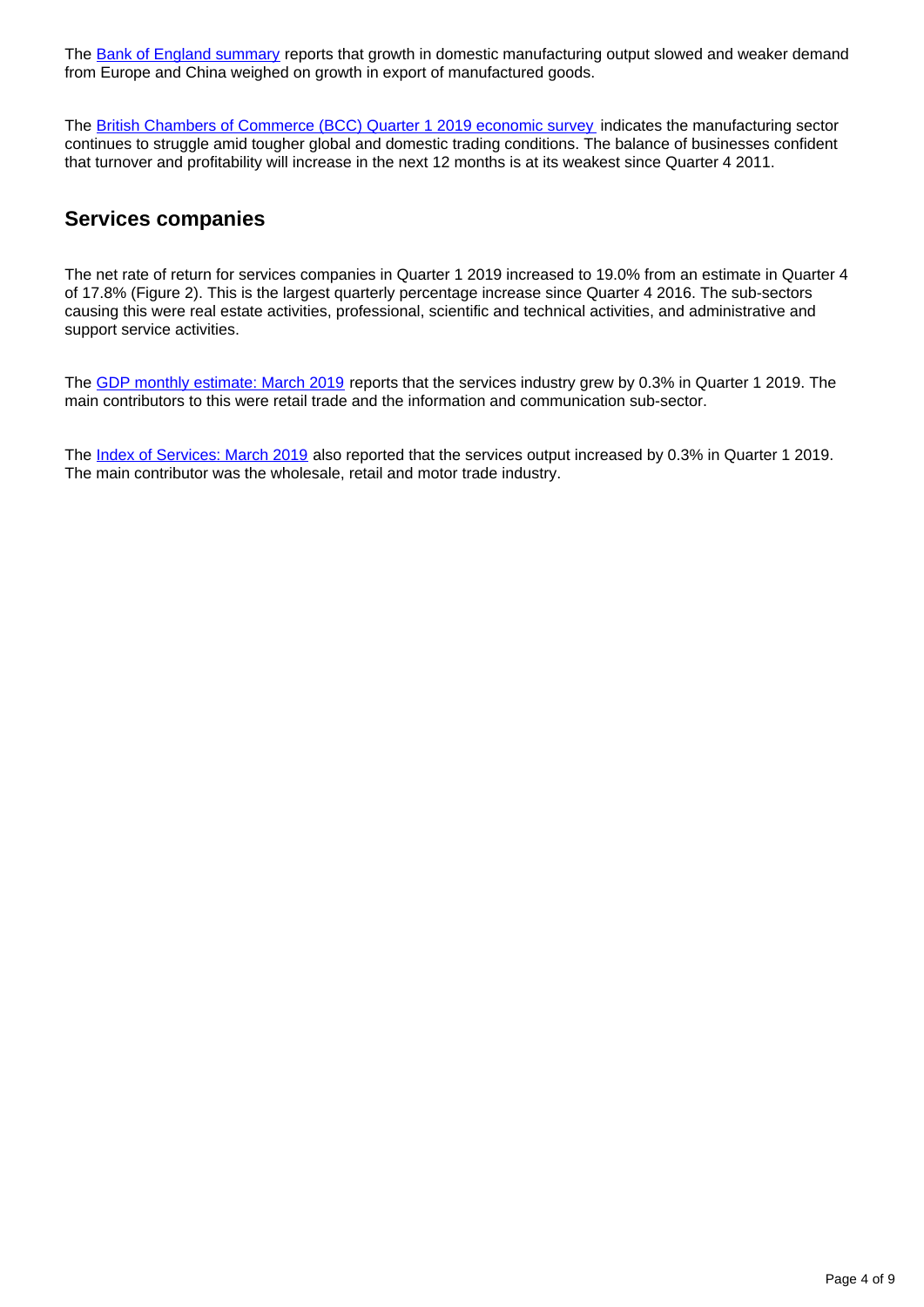The [Bank of England summary](#) reports that growth in domestic manufacturing output slowed and weaker demand from Europe and China weighed on growth in export of manufactured goods.

The [British Chambers of Commerce (BCC) Quarter 1 2019 economic survey](#) indicates the manufacturing sector continues to struggle amid tougher global and domestic trading conditions. The balance of businesses confident that turnover and profitability will increase in the next 12 months is at its weakest since Quarter 4 2011.

## Services companies

The net rate of return for services companies in Quarter 1 2019 increased to 19.0% from an estimate in Quarter 4 of 17.8% (Figure 2). This is the largest quarterly percentage increase since Quarter 4 2016. The sub-sectors causing this were real estate activities, professional, scientific and technical activities, and administrative and support service activities.

The [GDP monthly estimate: March 2019](#) reports that the services industry grew by 0.3% in Quarter 1 2019. The main contributors to this were retail trade and the information and communication sub-sector.

The [Index of Services: March 2019](#) also reported that the services output increased by 0.3% in Quarter 1 2019. The main contributor was the wholesale, retail and motor trade industry.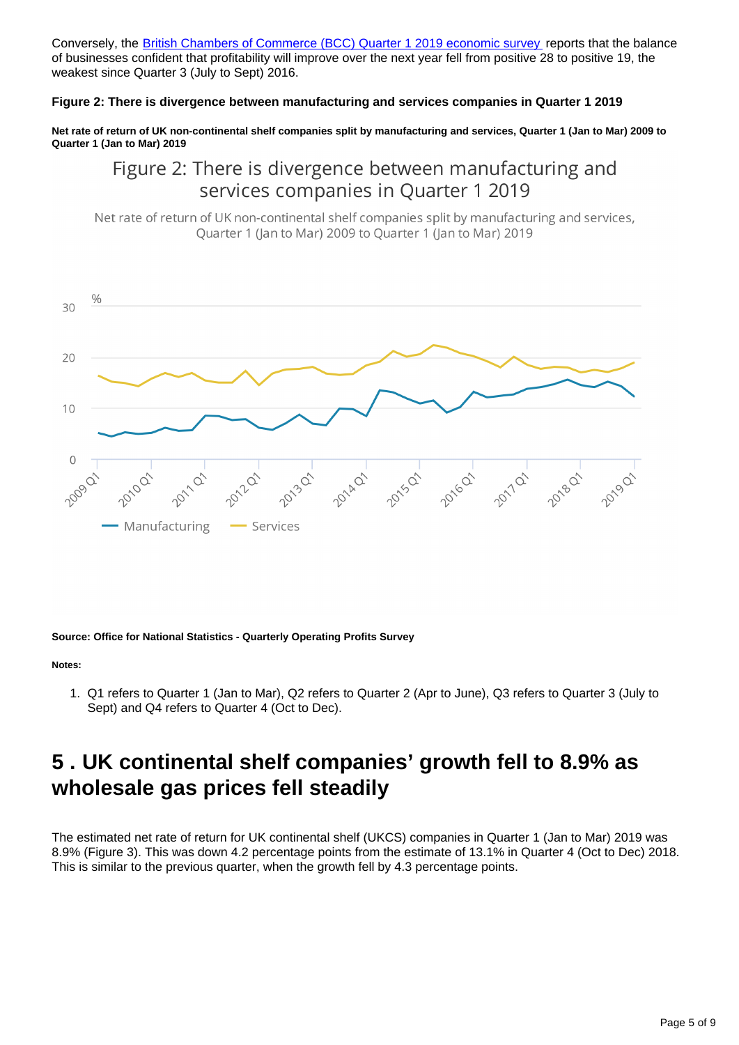Conversely, the [British Chambers of Commerce (BCC) Quarter 1 2019 economic survey](#) reports that the balance of businesses confident that profitability will improve over the next year fell from positive 28 to positive 19, the weakest since Quarter 3 (July to Sept) 2016.

**Figure 2: There is divergence between manufacturing and services companies in Quarter 1 2019**

**Net rate of return of UK non-continental shelf companies split by manufacturing and services, Quarter 1 (Jan to Mar) 2009 to Quarter 1 (Jan to Mar) 2019**

**Source: Office for National Statistics - Quarterly Operating Profits Survey**

**Notes:**

1. Q1 refers to Quarter 1 (Jan to Mar), Q2 refers to Quarter 2 (Apr to June), Q3 refers to Quarter 3 (July to Sept) and Q4 refers to Quarter 4 (Oct to Dec).

## 5 . UK continental shelf companies' growth fell to 8.9% as wholesale gas prices fell steadily

The estimated net rate of return for UK continental shelf (UKCS) companies in Quarter 1 (Jan to Mar) 2019 was 8.9% (Figure 3). This was down 4.2 percentage points from the estimate of 13.1% in Quarter 4 (Oct to Dec) 2018. This is similar to the previous quarter, when the growth fell by 4.3 percentage points.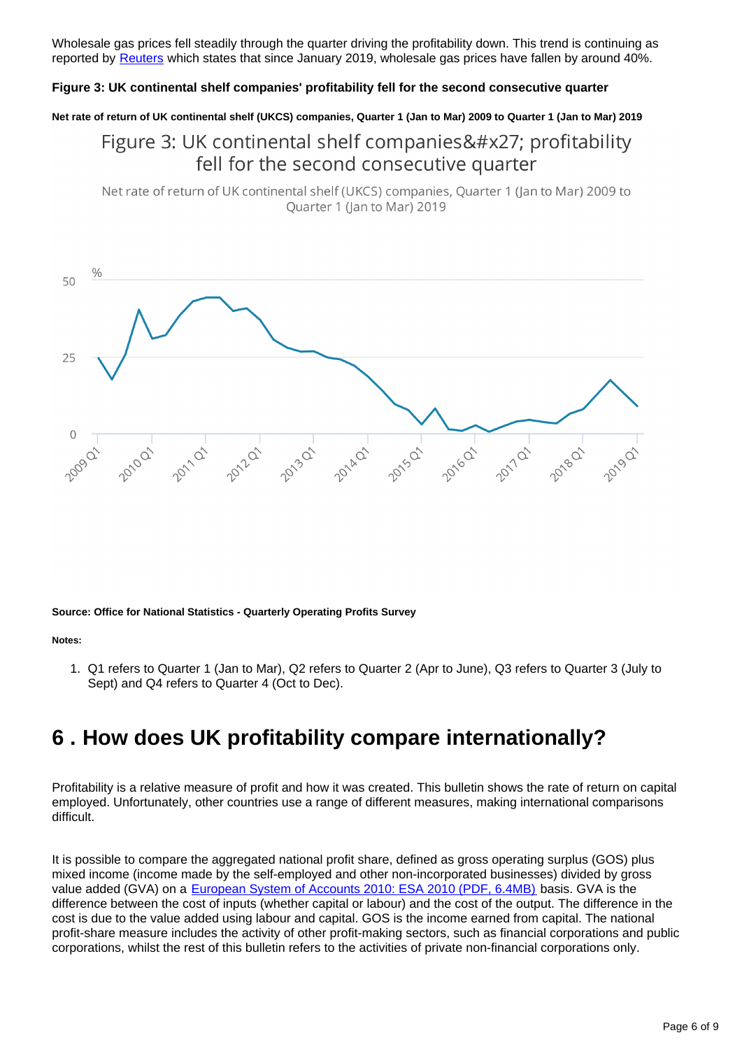Wholesale gas prices fell steadily through the quarter driving the profitability down. This trend is continuing as reported by Reuters which states that since January 2019, wholesale gas prices have fallen by around 40%.

**Figure 3: UK continental shelf companies' profitability fell for the second consecutive quarter**

**Net rate of return of UK continental shelf (UKCS) companies, Quarter 1 (Jan to Mar) 2009 to Quarter 1 (Jan to Mar) 2019**

**Source: Office for National Statistics - Quarterly Operating Profits Survey**

**Notes:**

1. Q1 refers to Quarter 1 (Jan to Mar), Q2 refers to Quarter 2 (Apr to June), Q3 refers to Quarter 3 (July to Sept) and Q4 refers to Quarter 4 (Oct to Dec).

## 6 . How does UK profitability compare internationally?

Profitability is a relative measure of profit and how it was created. This bulletin shows the rate of return on capital employed. Unfortunately, other countries use a range of different measures, making international comparisons difficult.

It is possible to compare the aggregated national profit share, defined as gross operating surplus (GOS) plus mixed income (income made by the self-employed and other non-incorporated businesses) divided by gross value added (GVA) on a European System of Accounts 2010: ESA 2010 (PDF, 6.4MB) basis. GVA is the difference between the cost of inputs (whether capital or labour) and the cost of the output. The difference in the cost is due to the value added using labour and capital. GOS is the income earned from capital. The national profit-share measure includes the activity of other profit-making sectors, such as financial corporations and public corporations, whilst the rest of this bulletin refers to the activities of private non-financial corporations only.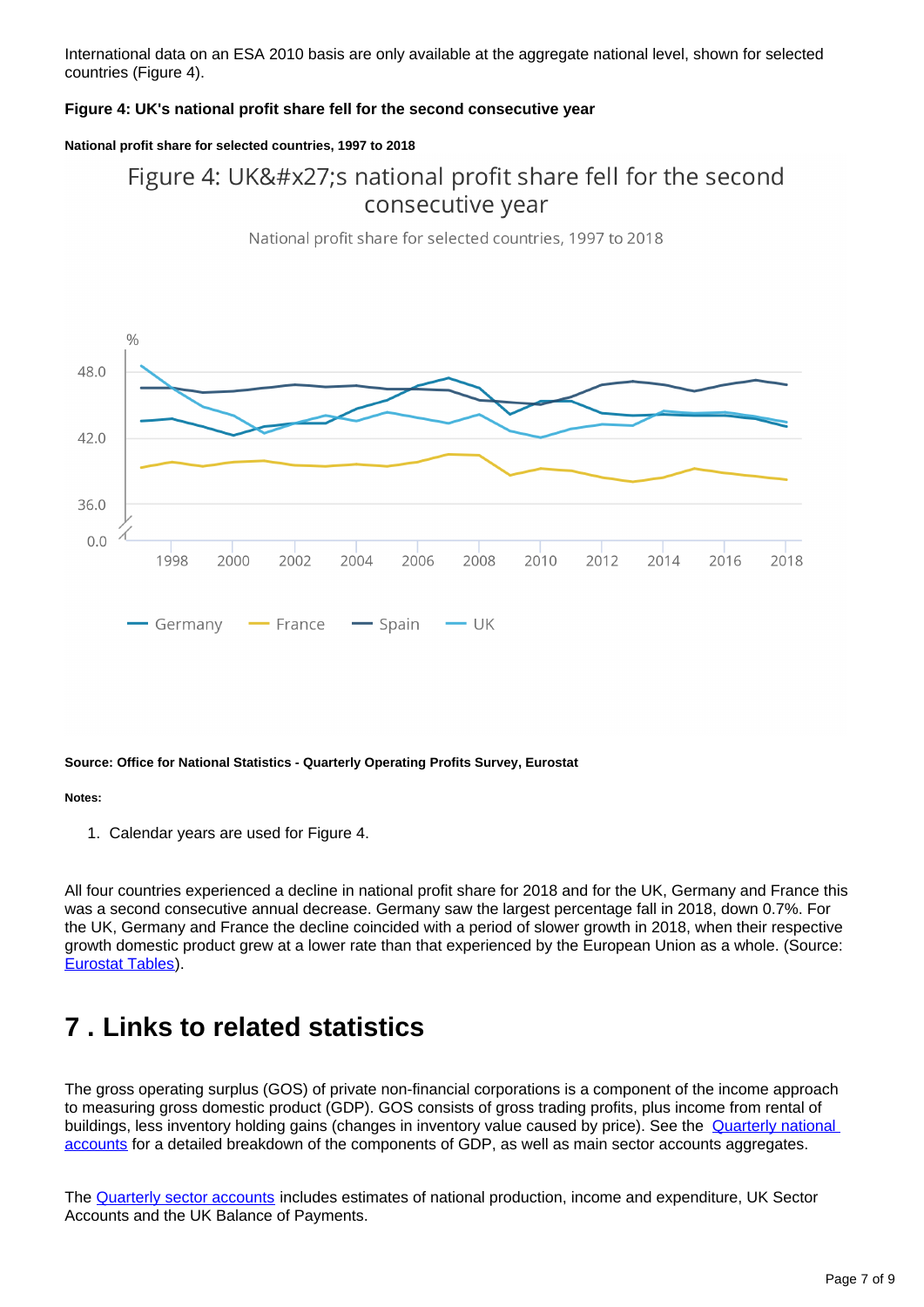International data on an ESA 2010 basis are only available at the aggregate national level, shown for selected countries (Figure 4).

**Figure 4: UK's national profit share fell for the second consecutive year**

**National profit share for selected countries, 1997 to 2018**

Figure 4: UK&#x27;s national profit share fell for the second consecutive year

National profit share for selected countries, 1997 to 2018

%

48.0

42.0

36.0

0.0

1998 2000 2002 2004 2006 2008 2010 2012 2014 2016 2018

Germany France Spain UK

**Source: Office for National Statistics - Quarterly Operating Profits Survey, Eurostat**

**Notes:**

1. Calendar years are used for Figure 4.

All four countries experienced a decline in national profit share for 2018 and for the UK, Germany and France this was a second consecutive annual decrease. Germany saw the largest percentage fall in 2018, down 0.7%. For the UK, Germany and France the decline coincided with a period of slower growth in 2018, when their respective growth domestic product grew at a lower rate than that experienced by the European Union as a whole. (Source: Eurostat Tables).

# 7 . Links to related statistics

The gross operating surplus (GOS) of private non-financial corporations is a component of the income approach to measuring gross domestic product (GDP). GOS consists of gross trading profits, plus income from rental of buildings, less inventory holding gains (changes in inventory value caused by price). See the Quarterly national accounts for a detailed breakdown of the components of GDP, as well as main sector accounts aggregates.

The Quarterly sector accounts includes estimates of national production, income and expenditure, UK Sector Accounts and the UK Balance of Payments.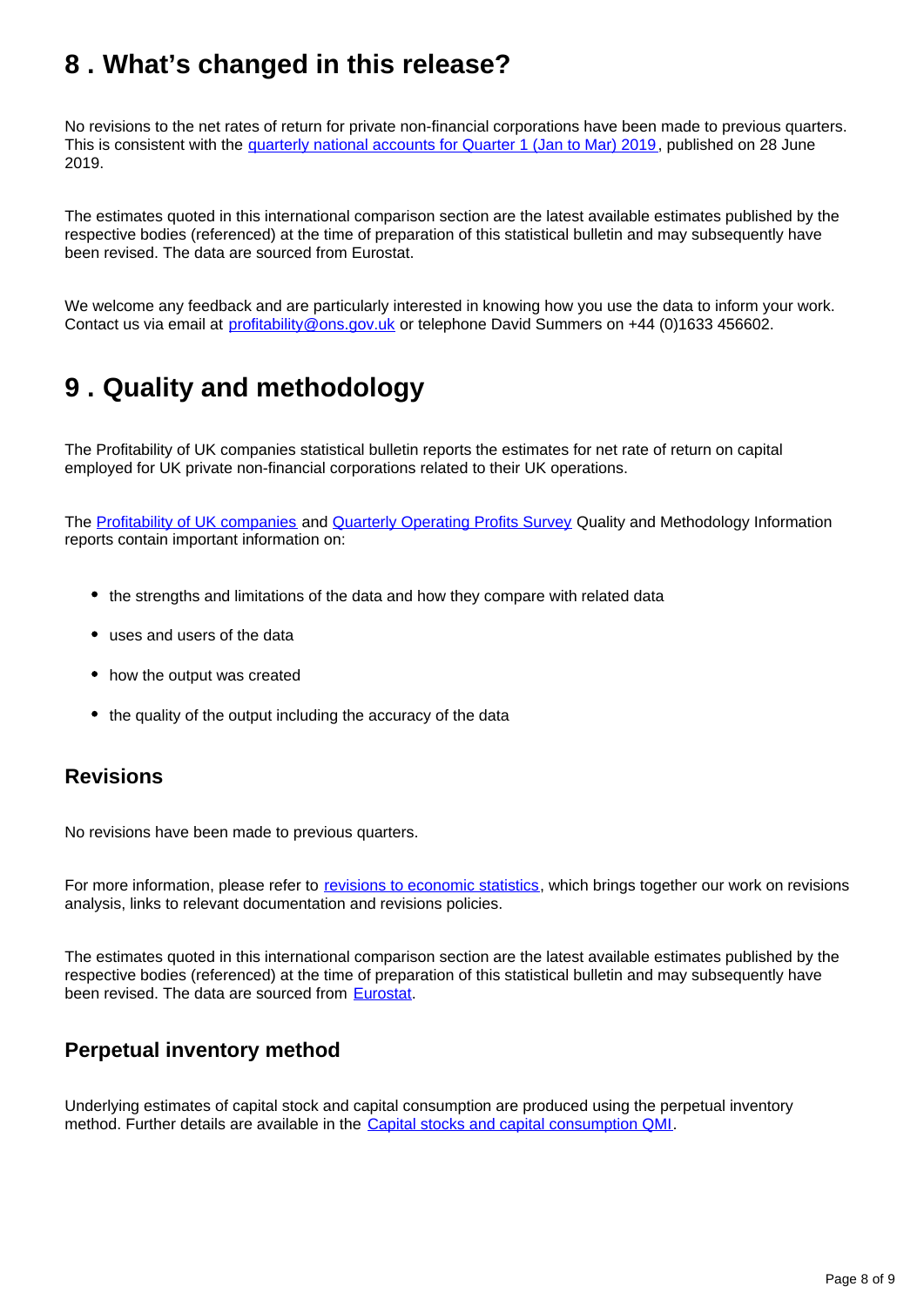## 8 . What's changed in this release?

No revisions to the net rates of return for private non-financial corporations have been made to previous quarters. This is consistent with the quarterly national accounts for Quarter 1 (Jan to Mar) 2019, published on 28 June 2019.

The estimates quoted in this international comparison section are the latest available estimates published by the respective bodies (referenced) at the time of preparation of this statistical bulletin and may subsequently have been revised. The data are sourced from Eurostat.

We welcome any feedback and are particularly interested in knowing how you use the data to inform your work. Contact us via email at profitability@ons.gov.uk or telephone David Summers on +44 (0)1633 456602.

## 9 . Quality and methodology

The Profitability of UK companies statistical bulletin reports the estimates for net rate of return on capital employed for UK private non-financial corporations related to their UK operations.

The Profitability of UK companies and Quarterly Operating Profits Survey Quality and Methodology Information reports contain important information on:

- the strengths and limitations of the data and how they compare with related data
- uses and users of the data
- how the output was created
- the quality of the output including the accuracy of the data

### Revisions

No revisions have been made to previous quarters.

For more information, please refer to revisions to economic statistics, which brings together our work on revisions analysis, links to relevant documentation and revisions policies.

The estimates quoted in this international comparison section are the latest available estimates published by the respective bodies (referenced) at the time of preparation of this statistical bulletin and may subsequently have been revised. The data are sourced from Eurostat.

### Perpetual inventory method

Underlying estimates of capital stock and capital consumption are produced using the perpetual inventory method. Further details are available in the Capital stocks and capital consumption QMI.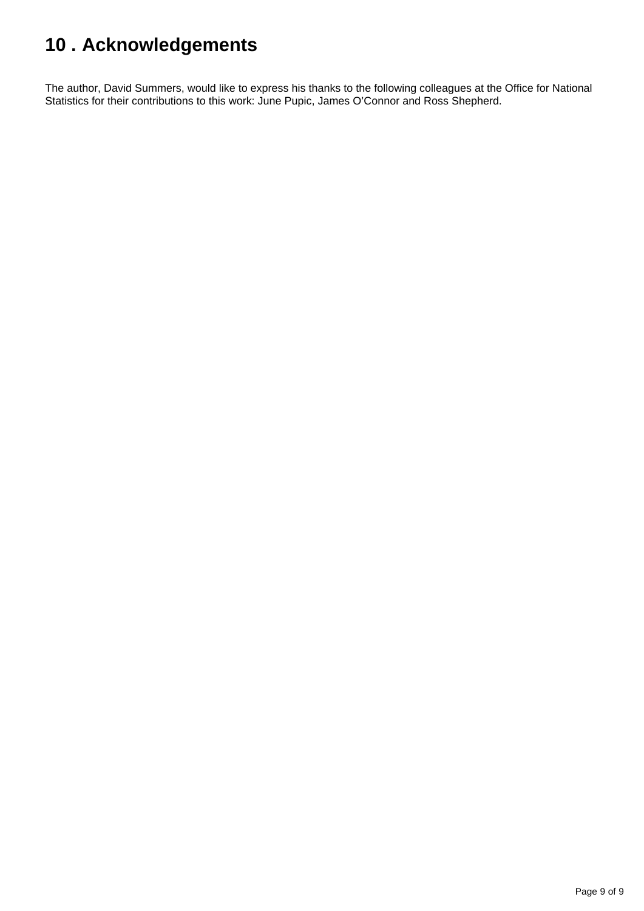# 10 . Acknowledgements

The author, David Summers, would like to express his thanks to the following colleagues at the Office for National Statistics for their contributions to this work: June Pupic, James O’Connor and Ross Shepherd.